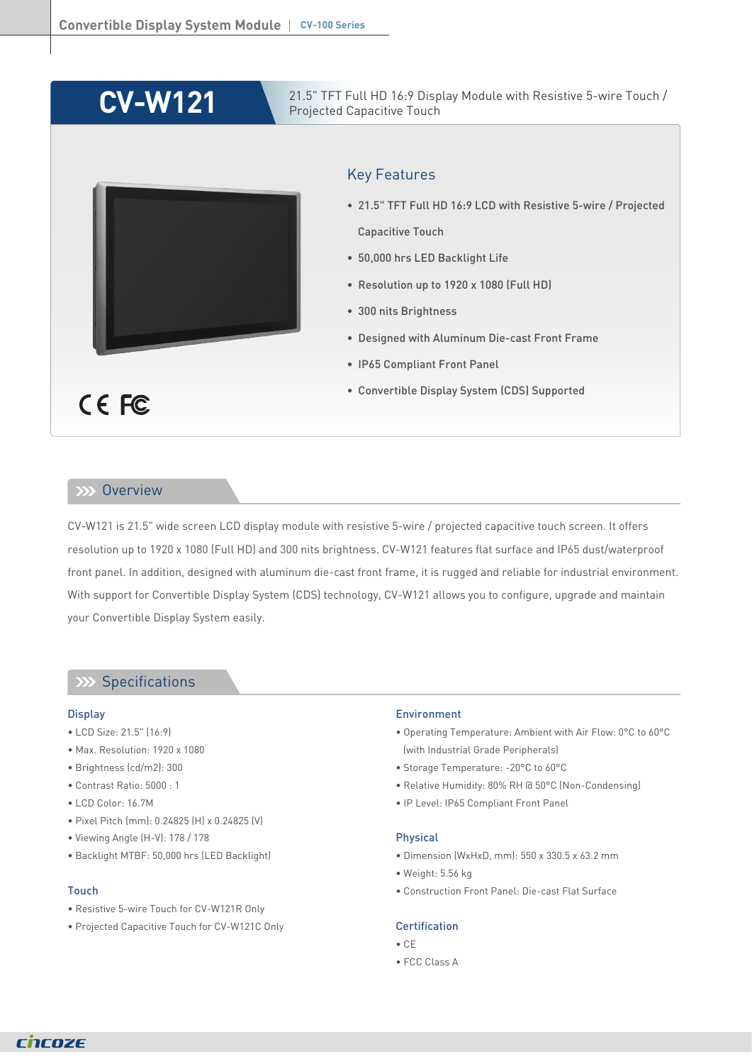# CV-W121

21.5" TFT Full HD 16:9 Display Module with Resistive 5-wire Touch / Projected Capacitive Touch

## Key Features

- 21.5" TFT Full HD 16:9 LCD with Resistive 5-wire / Projected Capacitive Touch
- 50,000 hrs LED Backlight Life
- Resolution up to 1920 x 1080 (Full HD)
- 300 nits Brightness
- Designed with Aluminum Die-cast Front Frame
- IP65 Compliant Front Panel
- Convertible Display System (CDS) Supported

## Overview

CV-W121 is 21.5" wide screen LCD display module with resistive 5-wire / projected capacitive touch screen. It offers resolution up to 1920 x 1080 (Full HD) and 300 nits brightness. CV-W121 features flat surface and IP65 dust/waterproof front panel. In addition, designed with aluminum die-cast front frame, it is rugged and reliable for industrial environment. With support for Convertible Display System (CDS) technology, CV-W121 allows you to configure, upgrade and maintain your Convertible Display System easily.

## Specifications

### Display

- LCD Size: 21.5" (16:9)
- Max. Resolution: 1920 x 1080
- Brightness (cd/m2): 300
- Contrast Ratio: 5000 : 1
- LCD Color: 16.7M
- Pixel Pitch (mm): 0.24825 (H) x 0.24825 (V)
- Viewing Angle (H-V): 178 / 178
- Backlight MTBF: 50,000 hrs (LED Backlight)

### Touch

- Resistive 5-wire Touch for CV-W121R Only
- Projected Capacitive Touch for CV-W121C Only

### Environment

- Operating Temperature: Ambient with Air Flow: 0°C to 60°C (with Industrial Grade Peripherals)
- Storage Temperature: -20°C to 60°C
- Relative Humidity: 80% RH @ 50°C (Non-Condensing)
- IP Level: IP65 Compliant Front Panel

### Physical

- Dimension (WxHxD, mm): 550 x 330.5 x 63.2 mm
- Weight: 5.56 kg
- Construction Front Panel: Die-cast Flat Surface

### Certification

- CE
- FCC Class A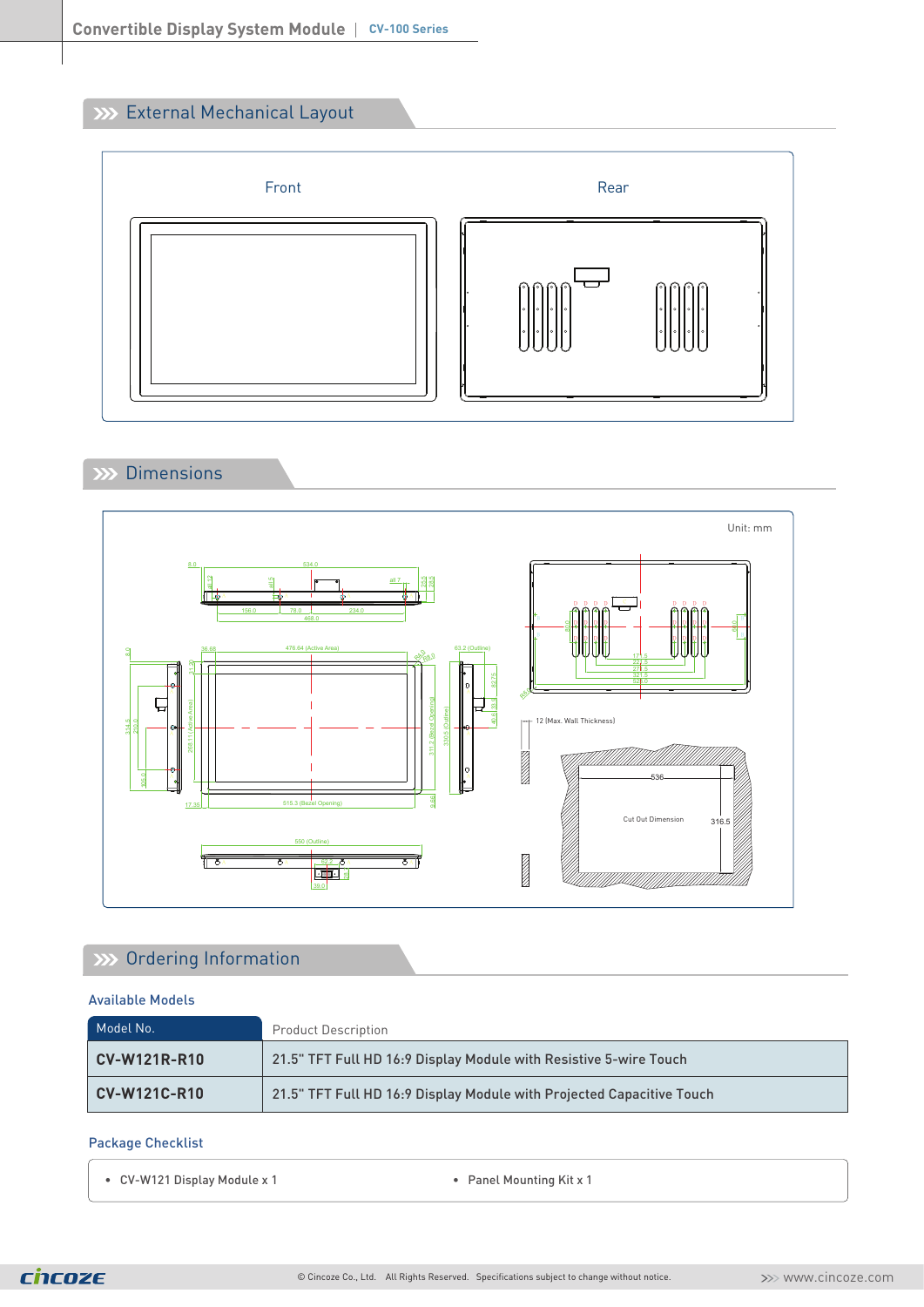## External Mechanical Layout

Front

Rear

## Dimensions

Unit: mm

534.0
156.0
78.0
234.0
468.0
476.64 (Active Area)
268.11 (Active Area)
515.3 (Bezel Opening)
311.2 (Bezel Opening)
330.5 (Outline)
63.2 (Outline)
550 (Outline)
12 (Max. Wall Thickness)
536
316.5
Cut Out Dimension

## Ordering Information

### Available Models

| Model No. | Product Description |
|---|---|
| **CV-W121R-R10** | 21.5" TFT Full HD 16:9 Display Module with Resistive 5-wire Touch |
| **CV-W121C-R10** | 21.5" TFT Full HD 16:9 Display Module with Projected Capacitive Touch |

### Package Checklist

- CV-W121 Display Module x 1
- Panel Mounting Kit x 1